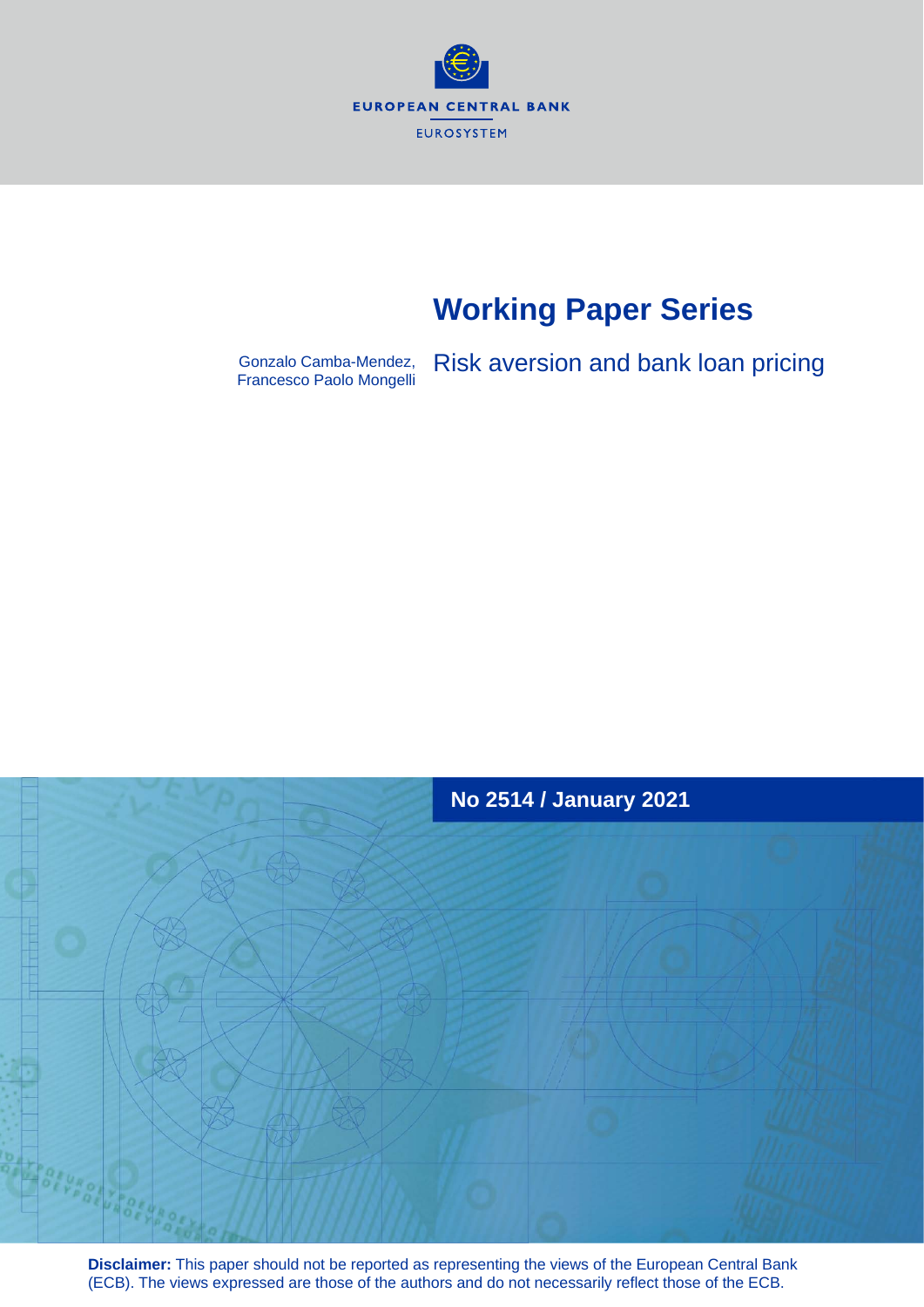EUROPEAN CENTRAL BANK

EUROSYSTEM

# Working Paper Series

Gonzalo Camba-Mendez, Francesco Paolo Mongelli

## Risk aversion and bank loan pricing

**No 2514 / January 2021**

**Disclaimer:** This paper should not be reported as representing the views of the European Central Bank (ECB). The views expressed are those of the authors and do not necessarily reflect those of the ECB.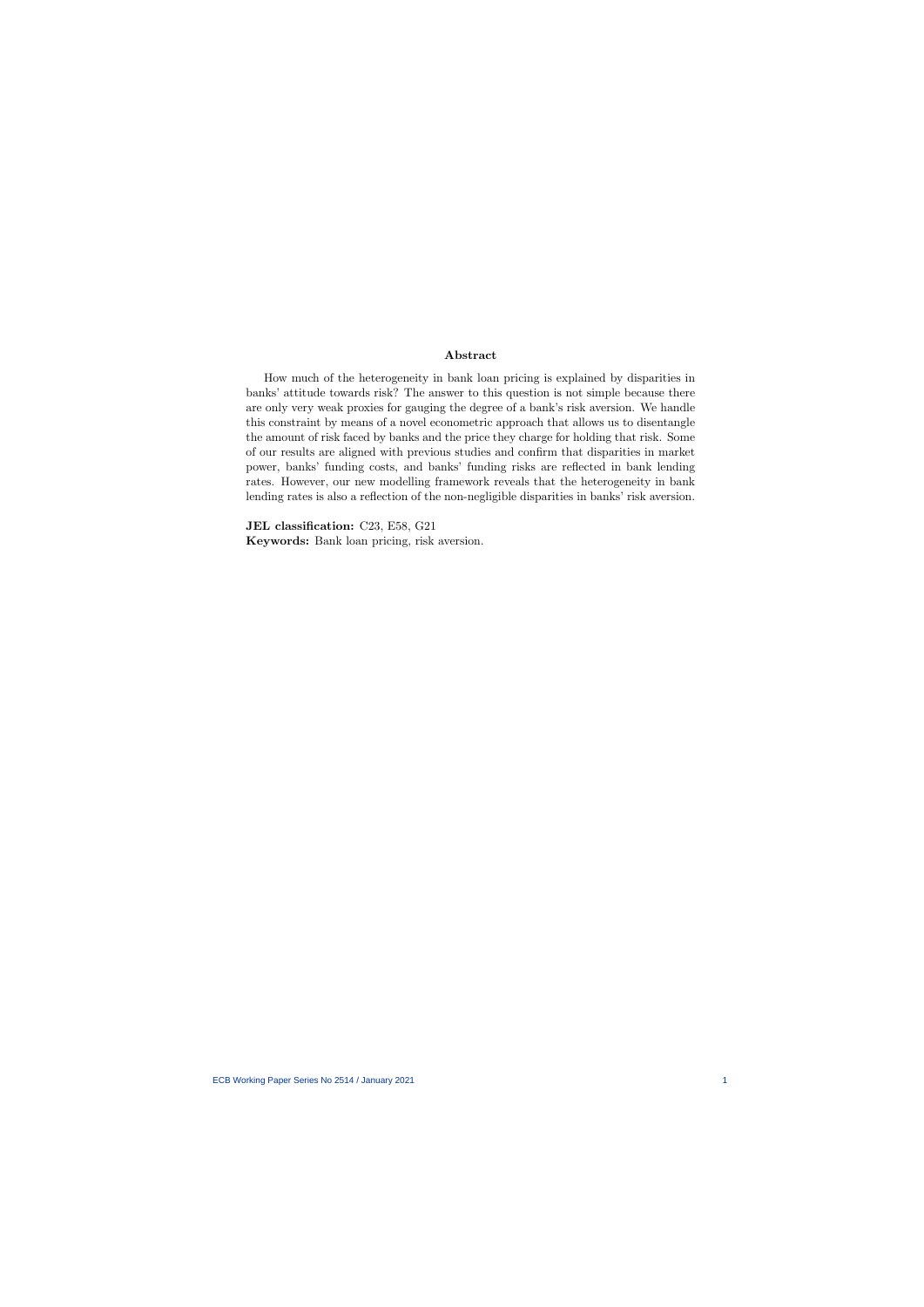## Abstract

How much of the heterogeneity in bank loan pricing is explained by disparities in banks' attitude towards risk? The answer to this question is not simple because there are only very weak proxies for gauging the degree of a bank's risk aversion. We handle this constraint by means of a novel econometric approach that allows us to disentangle the amount of risk faced by banks and the price they charge for holding that risk. Some of our results are aligned with previous studies and confirm that disparities in market power, banks' funding costs, and banks' funding risks are reflected in bank lending rates. However, our new modelling framework reveals that the heterogeneity in bank lending rates is also a reflection of the non-negligible disparities in banks' risk aversion.

**JEL classification:** C23, E58, G21
**Keywords:** Bank loan pricing, risk aversion.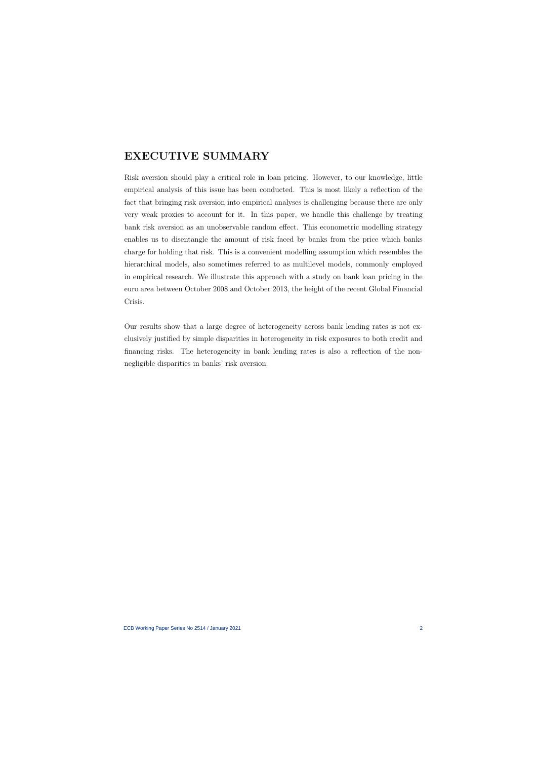## EXECUTIVE SUMMARY

Risk aversion should play a critical role in loan pricing. However, to our knowledge, little empirical analysis of this issue has been conducted. This is most likely a reflection of the fact that bringing risk aversion into empirical analyses is challenging because there are only very weak proxies to account for it. In this paper, we handle this challenge by treating bank risk aversion as an unobservable random effect. This econometric modelling strategy enables us to disentangle the amount of risk faced by banks from the price which banks charge for holding that risk. This is a convenient modelling assumption which resembles the hierarchical models, also sometimes referred to as multilevel models, commonly employed in empirical research. We illustrate this approach with a study on bank loan pricing in the euro area between October 2008 and October 2013, the height of the recent Global Financial Crisis.

Our results show that a large degree of heterogeneity across bank lending rates is not exclusively justified by simple disparities in heterogeneity in risk exposures to both credit and financing risks. The heterogeneity in bank lending rates is also a reflection of the non-negligible disparities in banks' risk aversion.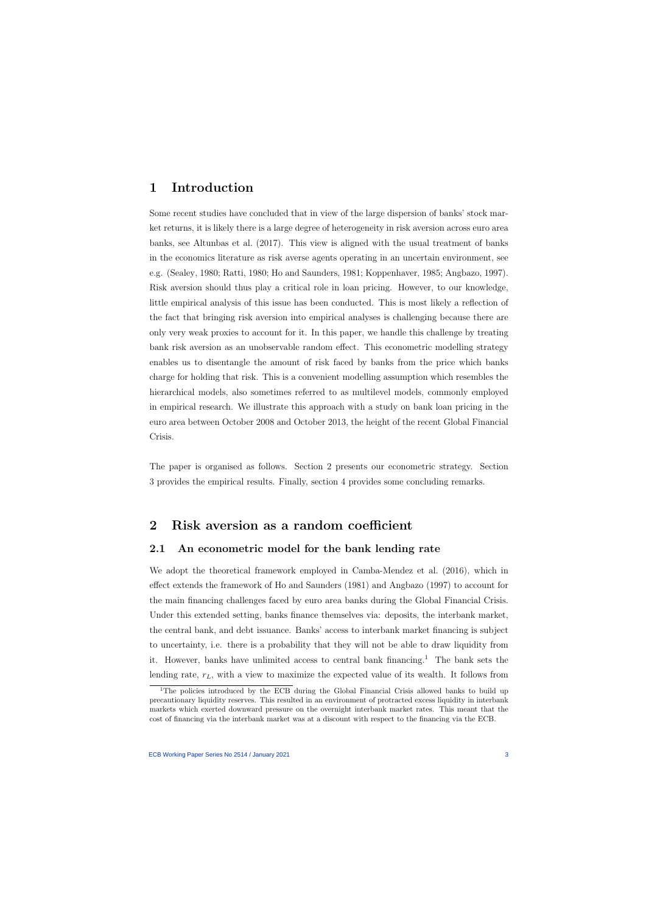# 1 Introduction

Some recent studies have concluded that in view of the large dispersion of banks' stock market returns, it is likely there is a large degree of heterogeneity in risk aversion across euro area banks, see Altunbas et al. (2017). This view is aligned with the usual treatment of banks in the economics literature as risk averse agents operating in an uncertain environment, see e.g. (Sealey, 1980; Ratti, 1980; Ho and Saunders, 1981; Koppenhaver, 1985; Angbazo, 1997). Risk aversion should thus play a critical role in loan pricing. However, to our knowledge, little empirical analysis of this issue has been conducted. This is most likely a reflection of the fact that bringing risk aversion into empirical analyses is challenging because there are only very weak proxies to account for it. In this paper, we handle this challenge by treating bank risk aversion as an unobservable random effect. This econometric modelling strategy enables us to disentangle the amount of risk faced by banks from the price which banks charge for holding that risk. This is a convenient modelling assumption which resembles the hierarchical models, also sometimes referred to as multilevel models, commonly employed in empirical research. We illustrate this approach with a study on bank loan pricing in the euro area between October 2008 and October 2013, the height of the recent Global Financial Crisis.

The paper is organised as follows. Section 2 presents our econometric strategy. Section 3 provides the empirical results. Finally, section 4 provides some concluding remarks.

# 2 Risk aversion as a random coefficient

## 2.1 An econometric model for the bank lending rate

We adopt the theoretical framework employed in Camba-Mendez et al. (2016), which in effect extends the framework of Ho and Saunders (1981) and Angbazo (1997) to account for the main financing challenges faced by euro area banks during the Global Financial Crisis. Under this extended setting, banks finance themselves via: deposits, the interbank market, the central bank, and debt issuance. Banks' access to interbank market financing is subject to uncertainty, i.e. there is a probability that they will not be able to draw liquidity from it. However, banks have unlimited access to central bank financing.[1] The bank sets the lending rate, $r_L$, with a view to maximize the expected value of its wealth. It follows from

[1] The policies introduced by the ECB during the Global Financial Crisis allowed banks to build up precautionary liquidity reserves. This resulted in an environment of protracted excess liquidity in interbank markets which exerted downward pressure on the overnight interbank market rates. This meant that the cost of financing via the interbank market was at a discount with respect to the financing via the ECB.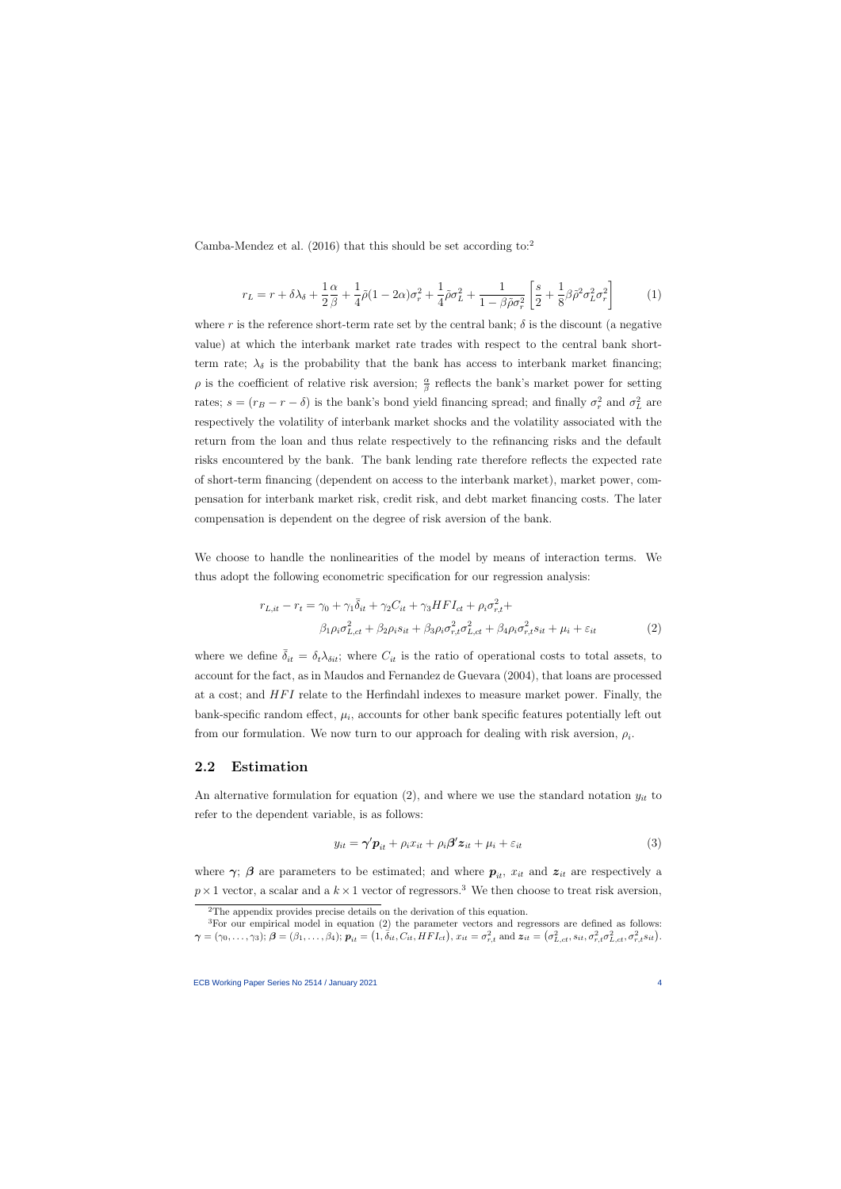Camba-Mendez et al. (2016) that this should be set according to:[2]

$$r_L = r + \delta\lambda_\delta + \frac{1}{2}\frac{\alpha}{\beta} + \frac{1}{4}\tilde{\rho}(1-2\alpha)\sigma_r^2 + \frac{1}{4}\tilde{\rho}\sigma_L^2 + \frac{1}{1-\beta\tilde{\rho}\sigma_r^2}\left[\frac{s}{2} + \frac{1}{8}\beta\tilde{\rho}^2\sigma_L^2\sigma_r^2\right] \tag{1}$$

where $r$ is the reference short-term rate set by the central bank; $\delta$ is the discount (a negative value) at which the interbank market rate trades with respect to the central bank short-term rate; $\lambda_\delta$ is the probability that the bank has access to interbank market financing; $\rho$ is the coefficient of relative risk aversion; $\frac{\alpha}{\beta}$ reflects the bank's market power for setting rates; $s = (r_B - r - \delta)$ is the bank's bond yield financing spread; and finally $\sigma_r^2$ and $\sigma_L^2$ are respectively the volatility of interbank market shocks and the volatility associated with the return from the loan and thus relate respectively to the refinancing risks and the default risks encountered by the bank. The bank lending rate therefore reflects the expected rate of short-term financing (dependent on access to the interbank market), market power, compensation for interbank market risk, credit risk, and debt market financing costs. The later compensation is dependent on the degree of risk aversion of the bank.

We choose to handle the nonlinearities of the model by means of interaction terms. We thus adopt the following econometric specification for our regression analysis:

$$\begin{aligned} r_{L,it} - r_t = \gamma_0 + \gamma_1\bar{\delta}_{it} + \gamma_2 C_{it} + \gamma_3 HFI_{ct} + \rho_i\sigma_{r,t}^2 + \\ \beta_1\rho_i\sigma_{L,ct}^2 + \beta_2\rho_i s_{it} + \beta_3\rho_i\sigma_{r,t}^2\sigma_{L,ct}^2 + \beta_4\rho_i\sigma_{r,t}^2 s_{it} + \mu_i + \varepsilon_{it} \end{aligned} \tag{2}$$

where we define $\bar{\delta}_{it} = \delta_t\lambda_{\delta it}$; where $C_{it}$ is the ratio of operational costs to total assets, to account for the fact, as in Maudos and Fernandez de Guevara (2004), that loans are processed at a cost; and $HFI$ relate to the Herfindahl indexes to measure market power. Finally, the bank-specific random effect, $\mu_i$, accounts for other bank specific features potentially left out from our formulation. We now turn to our approach for dealing with risk aversion, $\rho_i$.

## 2.2 Estimation

An alternative formulation for equation (2), and where we use the standard notation $y_{it}$ to refer to the dependent variable, is as follows:

$$y_{it} = \boldsymbol{\gamma}'\boldsymbol{p}_{it} + \rho_i x_{it} + \rho_i\boldsymbol{\beta}'\boldsymbol{z}_{it} + \mu_i + \varepsilon_{it} \tag{3}$$

where $\boldsymbol{\gamma}$; $\boldsymbol{\beta}$ are parameters to be estimated; and where $\boldsymbol{p}_{it}$, $x_{it}$ and $\boldsymbol{z}_{it}$ are respectively a $p \times 1$ vector, a scalar and a $k \times 1$ vector of regressors.[3] We then choose to treat risk aversion,

[2] The appendix provides precise details on the derivation of this equation.

[3] For our empirical model in equation (2) the parameter vectors and regressors are defined as follows: $\boldsymbol{\gamma} = (\gamma_0, \ldots, \gamma_3)$; $\boldsymbol{\beta} = (\beta_1, \ldots, \beta_4)$; $\boldsymbol{p}_{it} = \left(1, \bar{\delta}_{it}, C_{it}, HFI_{ct}\right)$, $x_{it} = \sigma_{r,t}^2$ and $\boldsymbol{z}_{it} = \left(\sigma_{L,ct}^2, s_{it}, \sigma_{r,t}^2\sigma_{L,ct}^2, \sigma_{r,t}^2 s_{it}\right)$.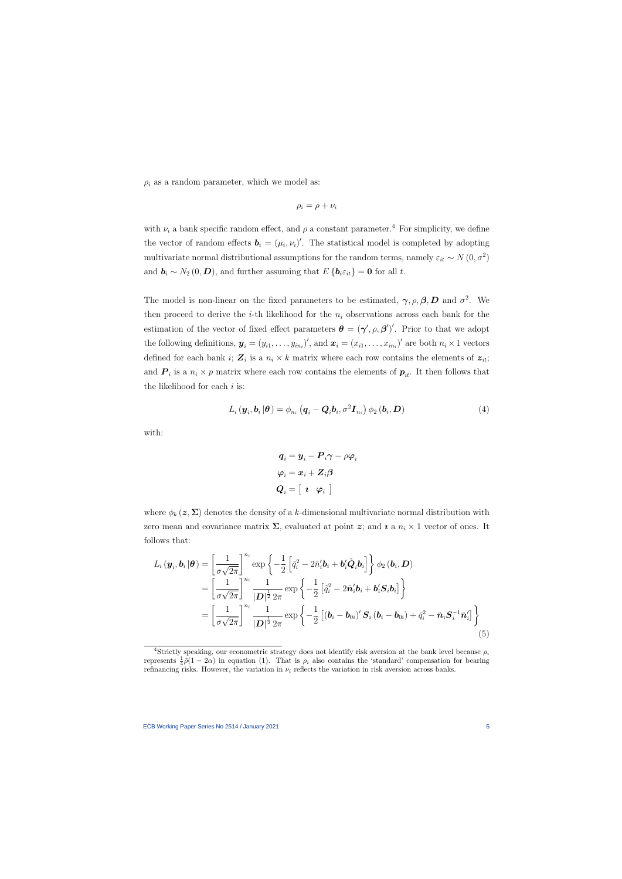$\rho_i$ as a random parameter, which we model as:

$$\rho_i = \rho + \nu_i$$

with $\nu_i$ a bank specific random effect, and $\rho$ a constant parameter.[4] For simplicity, we define the vector of random effects $\boldsymbol{b}_i = (\mu_i, \nu_i)'$. The statistical model is completed by adopting multivariate normal distributional assumptions for the random terms, namely $\varepsilon_{it} \sim N(0, \sigma^2)$ and $\boldsymbol{b}_i \sim N_2(0, \boldsymbol{D})$, and further assuming that $E\{\boldsymbol{b}_i \varepsilon_{it}\} = \boldsymbol{0}$ for all $t$.

The model is non-linear on the fixed parameters to be estimated, $\boldsymbol{\gamma}, \rho, \boldsymbol{\beta}, \boldsymbol{D}$ and $\sigma^2$. We then proceed to derive the $i$-th likelihood for the $n_i$ observations across each bank for the estimation of the vector of fixed effect parameters $\boldsymbol{\theta} = (\boldsymbol{\gamma}', \rho, \boldsymbol{\beta}')'$. Prior to that we adopt the following definitions, $\boldsymbol{y}_i = (y_{i1}, \ldots, y_{in_i})'$, and $\boldsymbol{x}_i = (x_{i1}, \ldots, x_{in_i})'$ are both $n_i \times 1$ vectors defined for each bank $i$; $\boldsymbol{Z}_i$ is a $n_i \times k$ matrix where each row contains the elements of $\boldsymbol{z}_{it}$; and $\boldsymbol{P}_i$ is a $n_i \times p$ matrix where each row contains the elements of $\boldsymbol{p}_{it}$. It then follows that the likelihood for each $i$ is:

$$L_i(\boldsymbol{y}_i, \boldsymbol{b}_i | \boldsymbol{\theta}) = \phi_{n_i}\left(\boldsymbol{q}_i - \boldsymbol{Q}_i \boldsymbol{b}_i, \sigma^2 \boldsymbol{I}_{n_i}\right) \phi_2(\boldsymbol{b}_i, \boldsymbol{D}) \tag{4}$$

with:

$$\begin{aligned}
\boldsymbol{q}_i &= \boldsymbol{y}_i - \boldsymbol{P}_i \boldsymbol{\gamma} - \rho \boldsymbol{\varphi}_i \\
\boldsymbol{\varphi}_i &= \boldsymbol{x}_i + \boldsymbol{Z}_i \boldsymbol{\beta} \\
\boldsymbol{Q}_i &= \left[\begin{array}{cc} \boldsymbol{\imath} & \boldsymbol{\varphi}_i \end{array}\right]
\end{aligned}$$

where $\phi_k(\boldsymbol{z}, \boldsymbol{\Sigma})$ denotes the density of a $k$-dimensional multivariate normal distribution with zero mean and covariance matrix $\boldsymbol{\Sigma}$, evaluated at point $\boldsymbol{z}$; and $\boldsymbol{\imath}$ a $n_i \times 1$ vector of ones. It follows that:

$$\begin{aligned}
L_i(\boldsymbol{y}_i, \boldsymbol{b}_i | \boldsymbol{\theta}) &= \left[\frac{1}{\sigma\sqrt{2\pi}}\right]^{n_i} \exp\left\{-\frac{1}{2}\left[\tilde{q}_i^2 - 2\tilde{n}_i' \boldsymbol{b}_i + \boldsymbol{b}_i' \tilde{\boldsymbol{Q}}_i \boldsymbol{b}_i\right]\right\} \phi_2(\boldsymbol{b}_i, \boldsymbol{D}) \\
&= \left[\frac{1}{\sigma\sqrt{2\pi}}\right]^{n_i} \frac{1}{|\boldsymbol{D}|^{\frac{1}{2}} 2\pi} \exp\left\{-\frac{1}{2}\left[\tilde{q}_i^2 - 2\tilde{\boldsymbol{n}}_i' \boldsymbol{b}_i + \boldsymbol{b}_i' \boldsymbol{S}_i \boldsymbol{b}_i\right]\right\} \\
&= \left[\frac{1}{\sigma\sqrt{2\pi}}\right]^{n_i} \frac{1}{|\boldsymbol{D}|^{\frac{1}{2}} 2\pi} \exp\left\{-\frac{1}{2}\left[(\boldsymbol{b}_i - \boldsymbol{b}_{0i})' \boldsymbol{S}_i (\boldsymbol{b}_i - \boldsymbol{b}_{0i}) + \tilde{q}_i^2 - \tilde{\boldsymbol{n}}_i \boldsymbol{S}_i^{-1} \tilde{\boldsymbol{n}}_i'\right]\right\}
\end{aligned} \tag{5}$$

[4] Strictly speaking, our econometric strategy does not identify risk aversion at the bank level because $\rho_i$ represents $\frac{1}{4}\bar{\rho}(1 - 2\alpha)$ in equation (1). That is $\rho_i$ also contains the 'standard' compensation for bearing refinancing risks. However, the variation in $\nu_i$ reflects the variation in risk aversion across banks.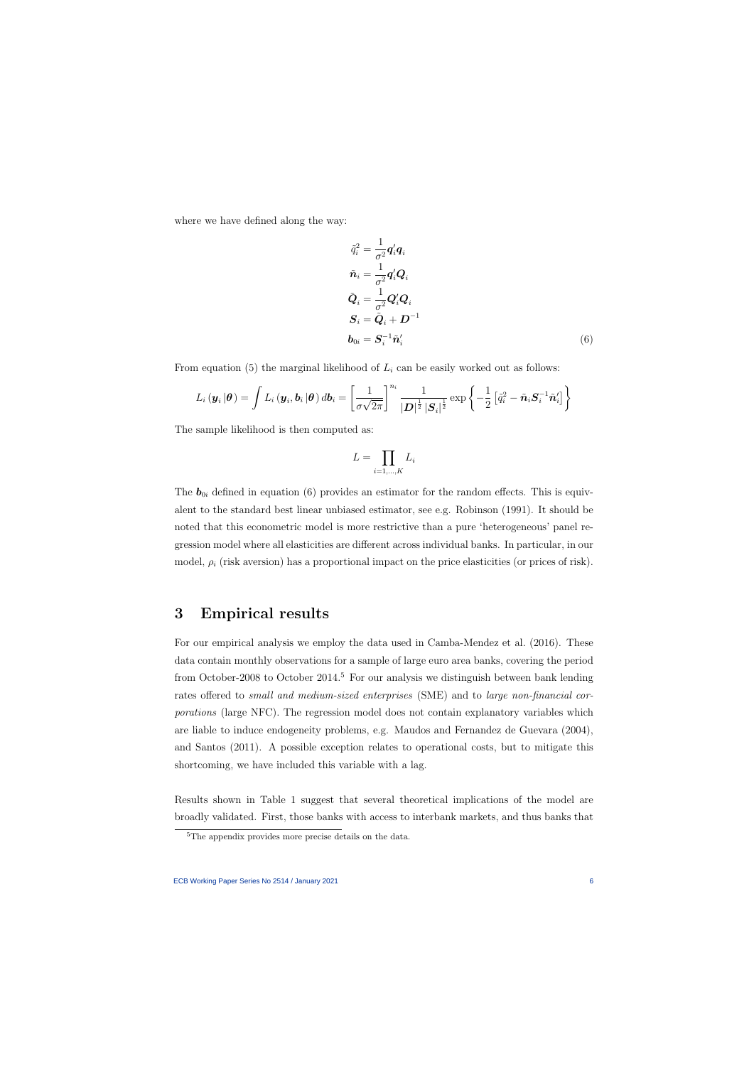where we have defined along the way:

$$
\begin{aligned}
\tilde{q}_i^2 &= \frac{1}{\sigma^2}\boldsymbol{q}_i'\boldsymbol{q}_i \\
\tilde{\boldsymbol{n}}_i &= \frac{1}{\sigma^2}\boldsymbol{q}_i'\boldsymbol{Q}_i \\
\tilde{\boldsymbol{Q}}_i &= \frac{1}{\sigma^2}\boldsymbol{Q}_i'\boldsymbol{Q}_i \\
\boldsymbol{S}_i &= \tilde{\boldsymbol{Q}}_i + \boldsymbol{D}^{-1} \\
\boldsymbol{b}_{0i} &= \boldsymbol{S}_i^{-1}\tilde{\boldsymbol{n}}_i'
\end{aligned}
\tag{6}
$$

From equation (5) the marginal likelihood of $L_i$ can be easily worked out as follows:

$$
L_i(\boldsymbol{y}_i|\boldsymbol{\theta}) = \int L_i(\boldsymbol{y}_i, \boldsymbol{b}_i|\boldsymbol{\theta})\, d\boldsymbol{b}_i = \left[\frac{1}{\sigma\sqrt{2\pi}}\right]^{n_i} \frac{1}{|\boldsymbol{D}|^{\frac{1}{2}}|\boldsymbol{S}_i|^{\frac{1}{2}}} \exp\left\{-\frac{1}{2}\left[\tilde{q}_i^2 - \tilde{\boldsymbol{n}}_i\boldsymbol{S}_i^{-1}\tilde{\boldsymbol{n}}_i'\right]\right\}
$$

The sample likelihood is then computed as:

$$
L = \prod_{i=1,\ldots,K} L_i
$$

The $\boldsymbol{b}_{0i}$ defined in equation (6) provides an estimator for the random effects. This is equivalent to the standard best linear unbiased estimator, see e.g. Robinson (1991). It should be noted that this econometric model is more restrictive than a pure 'heterogeneous' panel regression model where all elasticities are different across individual banks. In particular, in our model, $\rho_i$ (risk aversion) has a proportional impact on the price elasticities (or prices of risk).

# 3 Empirical results

For our empirical analysis we employ the data used in Camba-Mendez et al. (2016). These data contain monthly observations for a sample of large euro area banks, covering the period from October-2008 to October 2014.[5] For our analysis we distinguish between bank lending rates offered to *small and medium-sized enterprises* (SME) and to *large non-financial corporations* (large NFC). The regression model does not contain explanatory variables which are liable to induce endogeneity problems, e.g. Maudos and Fernandez de Guevara (2004), and Santos (2011). A possible exception relates to operational costs, but to mitigate this shortcoming, we have included this variable with a lag.

Results shown in Table 1 suggest that several theoretical implications of the model are broadly validated. First, those banks with access to interbank markets, and thus banks that

[5] The appendix provides more precise details on the data.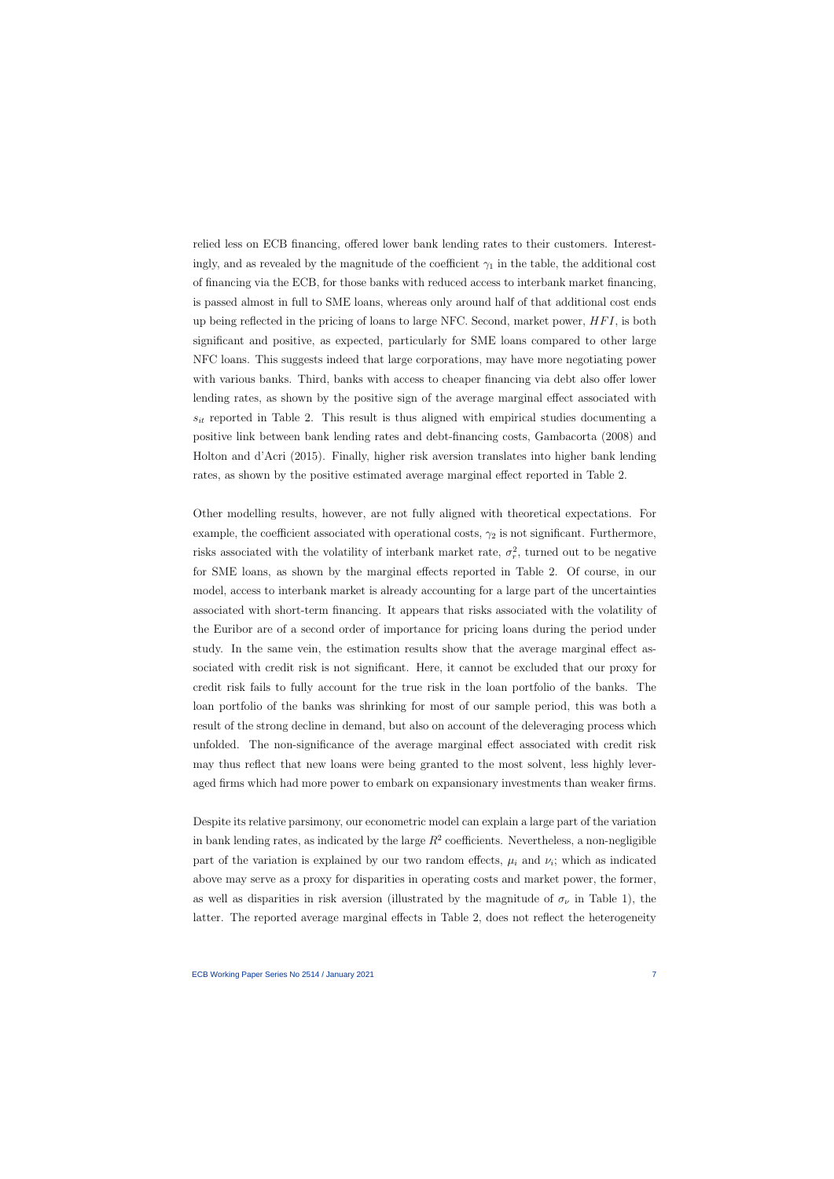relied less on ECB financing, offered lower bank lending rates to their customers. Interestingly, and as revealed by the magnitude of the coefficient $\gamma_1$ in the table, the additional cost of financing via the ECB, for those banks with reduced access to interbank market financing, is passed almost in full to SME loans, whereas only around half of that additional cost ends up being reflected in the pricing of loans to large NFC. Second, market power, $HFI$, is both significant and positive, as expected, particularly for SME loans compared to other large NFC loans. This suggests indeed that large corporations, may have more negotiating power with various banks. Third, banks with access to cheaper financing via debt also offer lower lending rates, as shown by the positive sign of the average marginal effect associated with $s_{it}$ reported in Table 2. This result is thus aligned with empirical studies documenting a positive link between bank lending rates and debt-financing costs, Gambacorta (2008) and Holton and d'Acri (2015). Finally, higher risk aversion translates into higher bank lending rates, as shown by the positive estimated average marginal effect reported in Table 2.

Other modelling results, however, are not fully aligned with theoretical expectations. For example, the coefficient associated with operational costs, $\gamma_2$ is not significant. Furthermore, risks associated with the volatility of interbank market rate, $\sigma_r^2$, turned out to be negative for SME loans, as shown by the marginal effects reported in Table 2. Of course, in our model, access to interbank market is already accounting for a large part of the uncertainties associated with short-term financing. It appears that risks associated with the volatility of the Euribor are of a second order of importance for pricing loans during the period under study. In the same vein, the estimation results show that the average marginal effect associated with credit risk is not significant. Here, it cannot be excluded that our proxy for credit risk fails to fully account for the true risk in the loan portfolio of the banks. The loan portfolio of the banks was shrinking for most of our sample period, this was both a result of the strong decline in demand, but also on account of the deleveraging process which unfolded. The non-significance of the average marginal effect associated with credit risk may thus reflect that new loans were being granted to the most solvent, less highly leveraged firms which had more power to embark on expansionary investments than weaker firms.

Despite its relative parsimony, our econometric model can explain a large part of the variation in bank lending rates, as indicated by the large $R^2$ coefficients. Nevertheless, a non-negligible part of the variation is explained by our two random effects, $\mu_i$ and $\nu_i$; which as indicated above may serve as a proxy for disparities in operating costs and market power, the former, as well as disparities in risk aversion (illustrated by the magnitude of $\sigma_\nu$ in Table 1), the latter. The reported average marginal effects in Table 2, does not reflect the heterogeneity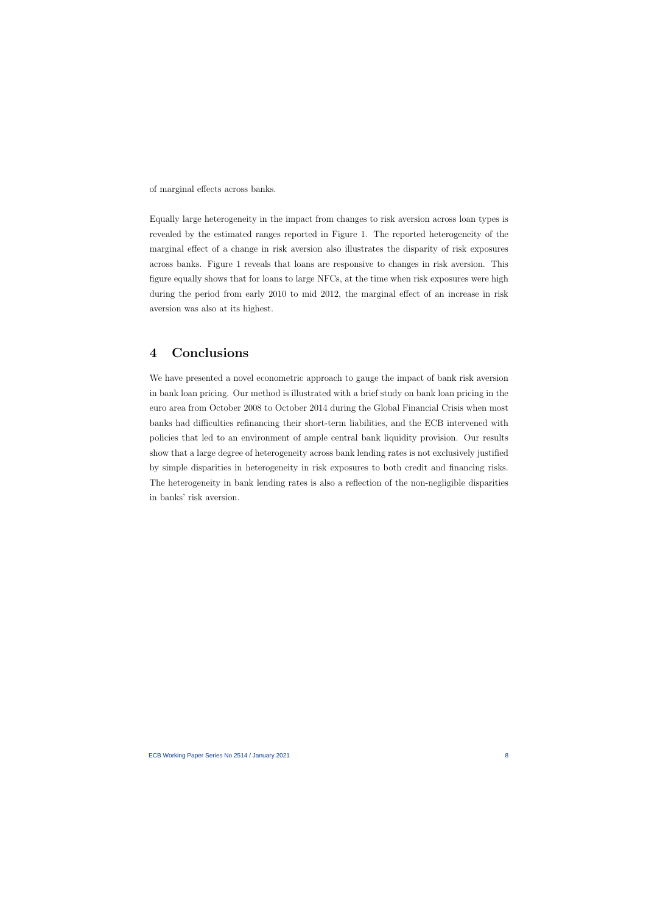of marginal effects across banks.

Equally large heterogeneity in the impact from changes to risk aversion across loan types is revealed by the estimated ranges reported in Figure 1. The reported heterogeneity of the marginal effect of a change in risk aversion also illustrates the disparity of risk exposures across banks. Figure 1 reveals that loans are responsive to changes in risk aversion. This figure equally shows that for loans to large NFCs, at the time when risk exposures were high during the period from early 2010 to mid 2012, the marginal effect of an increase in risk aversion was also at its highest.

# 4 Conclusions

We have presented a novel econometric approach to gauge the impact of bank risk aversion in bank loan pricing. Our method is illustrated with a brief study on bank loan pricing in the euro area from October 2008 to October 2014 during the Global Financial Crisis when most banks had difficulties refinancing their short-term liabilities, and the ECB intervened with policies that led to an environment of ample central bank liquidity provision. Our results show that a large degree of heterogeneity across bank lending rates is not exclusively justified by simple disparities in heterogeneity in risk exposures to both credit and financing risks. The heterogeneity in bank lending rates is also a reflection of the non-negligible disparities in banks' risk aversion.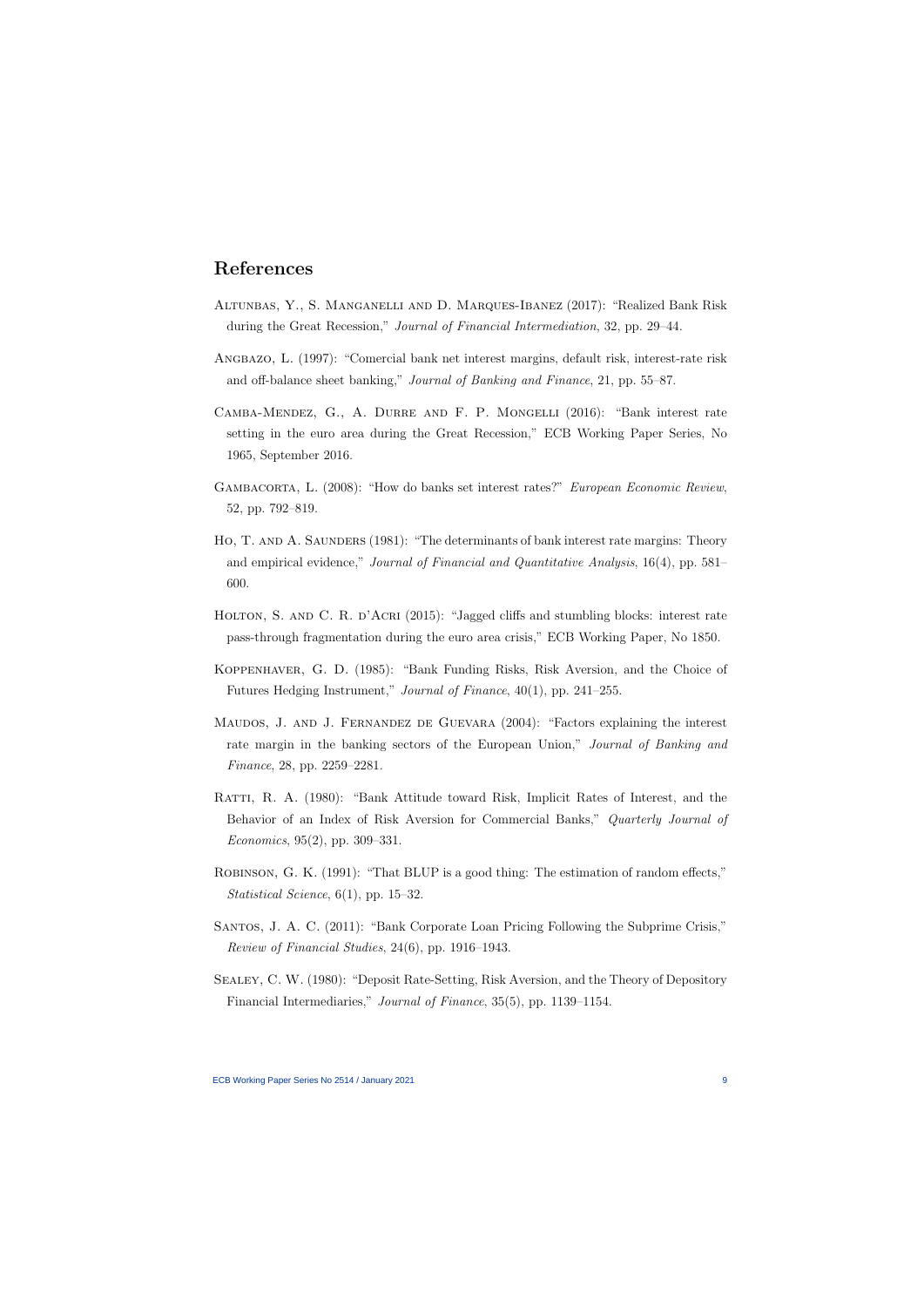## References

Altunbas, Y., S. Manganelli and D. Marques-Ibanez (2017): "Realized Bank Risk during the Great Recession," *Journal of Financial Intermediation*, 32, pp. 29–44.

Angbazo, L. (1997): "Comercial bank net interest margins, default risk, interest-rate risk and off-balance sheet banking," *Journal of Banking and Finance*, 21, pp. 55–87.

Camba-Mendez, G., A. Durre and F. P. Mongelli (2016): "Bank interest rate setting in the euro area during the Great Recession," ECB Working Paper Series, No 1965, September 2016.

Gambacorta, L. (2008): "How do banks set interest rates?" *European Economic Review*, 52, pp. 792–819.

Ho, T. and A. Saunders (1981): "The determinants of bank interest rate margins: Theory and empirical evidence," *Journal of Financial and Quantitative Analysis*, 16(4), pp. 581–600.

Holton, S. and C. R. d'Acri (2015): "Jagged cliffs and stumbling blocks: interest rate pass-through fragmentation during the euro area crisis," ECB Working Paper, No 1850.

Koppenhaver, G. D. (1985): "Bank Funding Risks, Risk Aversion, and the Choice of Futures Hedging Instrument," *Journal of Finance*, 40(1), pp. 241–255.

Maudos, J. and J. Fernandez de Guevara (2004): "Factors explaining the interest rate margin in the banking sectors of the European Union," *Journal of Banking and Finance*, 28, pp. 2259–2281.

Ratti, R. A. (1980): "Bank Attitude toward Risk, Implicit Rates of Interest, and the Behavior of an Index of Risk Aversion for Commercial Banks," *Quarterly Journal of Economics*, 95(2), pp. 309–331.

Robinson, G. K. (1991): "That BLUP is a good thing: The estimation of random effects," *Statistical Science*, 6(1), pp. 15–32.

Santos, J. A. C. (2011): "Bank Corporate Loan Pricing Following the Subprime Crisis," *Review of Financial Studies*, 24(6), pp. 1916–1943.

Sealey, C. W. (1980): "Deposit Rate-Setting, Risk Aversion, and the Theory of Depository Financial Intermediaries," *Journal of Finance*, 35(5), pp. 1139–1154.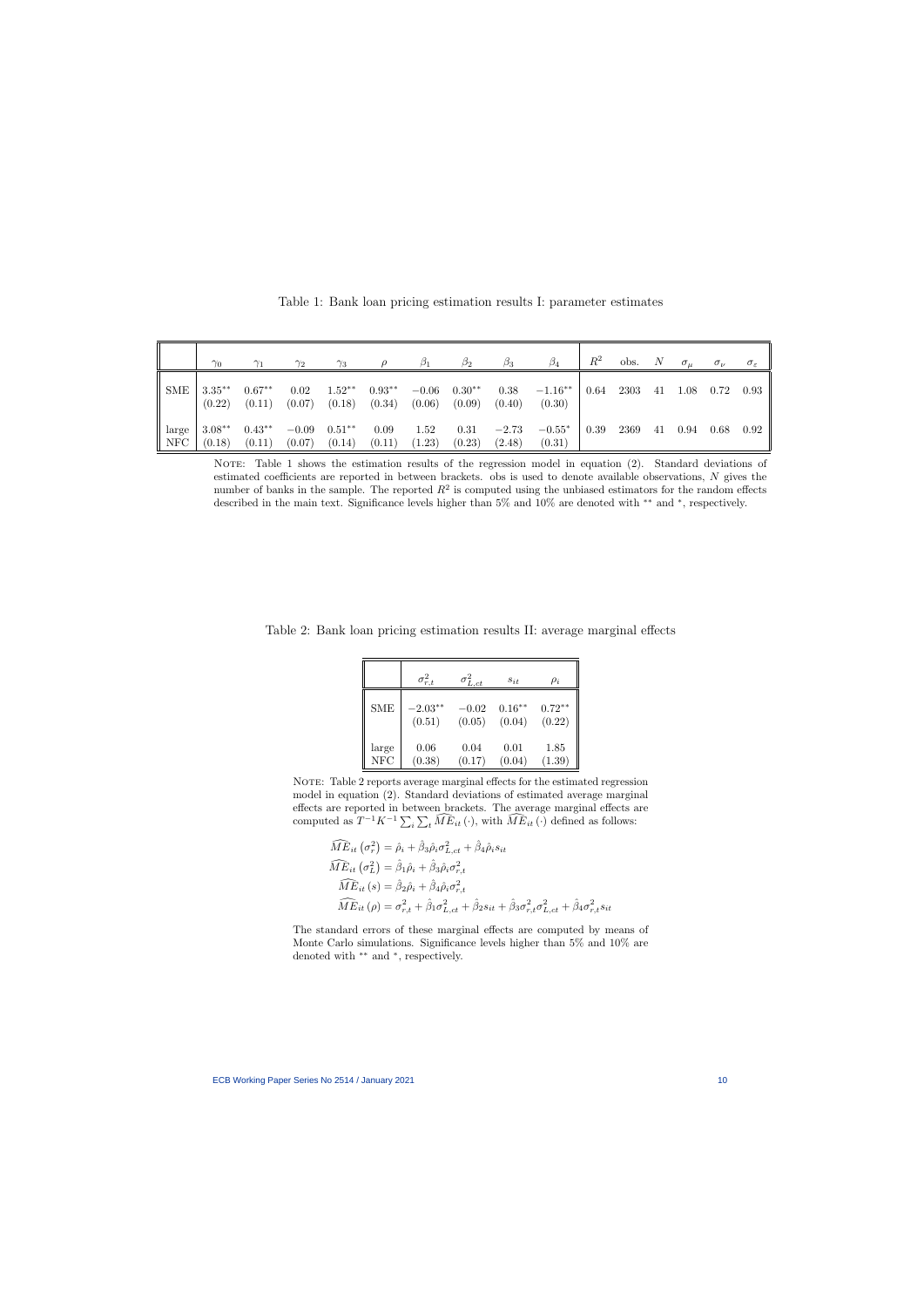Table 1: Bank loan pricing estimation results I: parameter estimates

| | $\gamma_0$ | $\gamma_1$ | $\gamma_2$ | $\gamma_3$ | $\rho$ | $\beta_1$ | $\beta_2$ | $\beta_3$ | $\beta_4$ | $R^2$ | obs. | $N$ | $\sigma_\mu$ | $\sigma_\nu$ | $\sigma_\varepsilon$ |
|---|---|---|---|---|---|---|---|---|---|---|---|---|---|---|---|
| SME | $3.35^{**}$ (0.22) | $0.67^{**}$ (0.11) | 0.02 (0.07) | $1.52^{**}$ (0.18) | $0.93^{**}$ (0.34) | $-0.06$ (0.06) | $0.30^{**}$ (0.09) | 0.38 (0.40) | $-1.16^{**}$ (0.30) | 0.64 | 2303 | 41 | 1.08 | 0.72 | 0.93 |
| large NFC | $3.08^{**}$ (0.18) | $0.43^{**}$ (0.11) | $-0.09$ (0.07) | $0.51^{**}$ (0.14) | 0.09 (0.11) | 1.52 (1.23) | 0.31 (0.23) | $-2.73$ (2.48) | $-0.55^{*}$ (0.31) | 0.39 | 2369 | 41 | 0.94 | 0.68 | 0.92 |

NOTE: Table 1 shows the estimation results of the regression model in equation (2). Standard deviations of estimated coefficients are reported in between brackets. obs is used to denote available observations, $N$ gives the number of banks in the sample. The reported $R^2$ is computed using the unbiased estimators for the random effects described in the main text. Significance levels higher than 5% and 10% are denoted with $^{**}$ and $^{*}$, respectively.

Table 2: Bank loan pricing estimation results II: average marginal effects

| | $\sigma^2_{r,t}$ | $\sigma^2_{L,ct}$ | $s_{it}$ | $\rho_i$ |
|---|---|---|---|---|
| SME | $-2.03^{**}$ (0.51) | $-0.02$ (0.05) | $0.16^{**}$ (0.04) | $0.72^{**}$ (0.22) |
| large NFC | 0.06 (0.38) | 0.04 (0.17) | 0.01 (0.04) | 1.85 (1.39) |

NOTE: Table 2 reports average marginal effects for the estimated regression model in equation (2). Standard deviations of estimated average marginal effects are reported in between brackets. The average marginal effects are computed as $\overline{T^{-1}K^{-1}\sum_i\sum_t \widehat{ME}_{it}(\cdot)}$, with $\widehat{ME}_{it}(\cdot)$ defined as follows:

$$
\begin{aligned}
\widehat{ME}_{it}\left(\sigma_r^2\right) &= \hat{\rho}_i + \hat{\beta}_3\hat{\rho}_i\sigma^2_{L,ct} + \hat{\beta}_4\hat{\rho}_i s_{it} \\
\widehat{ME}_{it}\left(\sigma_L^2\right) &= \hat{\beta}_1\hat{\rho}_i + \hat{\beta}_3\hat{\rho}_i\sigma^2_{r,t} \\
\widehat{ME}_{it}\left(s\right) &= \hat{\beta}_2\hat{\rho}_i + \hat{\beta}_4\hat{\rho}_i\sigma^2_{r,t} \\
\widehat{ME}_{it}\left(\rho\right) &= \sigma^2_{r,t} + \hat{\beta}_1\sigma^2_{L,ct} + \hat{\beta}_2 s_{it} + \hat{\beta}_3\sigma^2_{r,t}\sigma^2_{L,ct} + \hat{\beta}_4\sigma^2_{r,t}s_{it}
\end{aligned}
$$

The standard errors of these marginal effects are computed by means of Monte Carlo simulations. Significance levels higher than 5% and 10% are denoted with $^{**}$ and $^{*}$, respectively.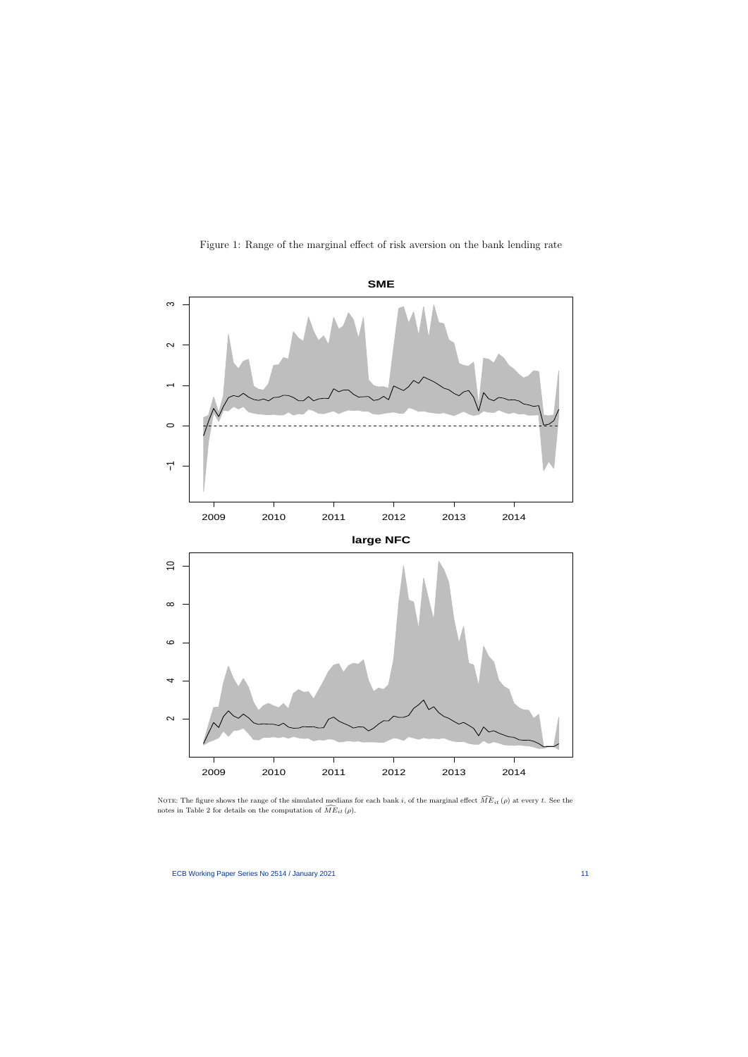Figure 1: Range of the marginal effect of risk aversion on the bank lending rate

NOTE: The figure shows the range of the simulated medians for each bank $i$, of the marginal effect $\widehat{ME}_{it}(\rho)$ at every $t$. See the notes in Table 2 for details on the computation of $\widehat{ME}_{it}(\rho)$.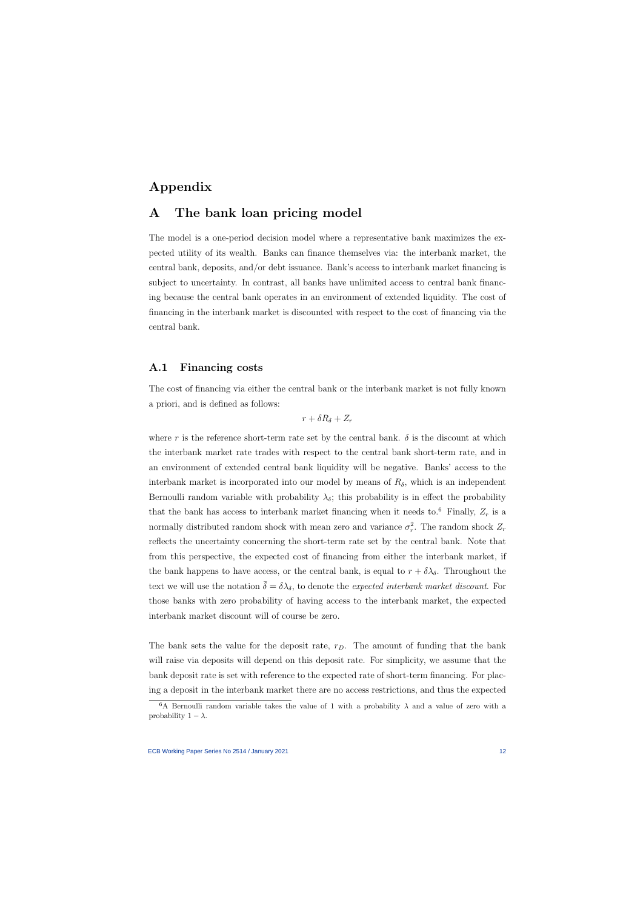# Appendix

# A The bank loan pricing model

The model is a one-period decision model where a representative bank maximizes the expected utility of its wealth. Banks can finance themselves via: the interbank market, the central bank, deposits, and/or debt issuance. Bank's access to interbank market financing is subject to uncertainty. In contrast, all banks have unlimited access to central bank financing because the central bank operates in an environment of extended liquidity. The cost of financing in the interbank market is discounted with respect to the cost of financing via the central bank.

## A.1 Financing costs

The cost of financing via either the central bank or the interbank market is not fully known a priori, and is defined as follows:

$$r + \delta R_\delta + Z_r$$

where $r$ is the reference short-term rate set by the central bank. $\delta$ is the discount at which the interbank market rate trades with respect to the central bank short-term rate, and in an environment of extended central bank liquidity will be negative. Banks' access to the interbank market is incorporated into our model by means of $R_\delta$, which is an independent Bernoulli random variable with probability $\lambda_\delta$; this probability is in effect the probability that the bank has access to interbank market financing when it needs to.[6] Finally, $Z_r$ is a normally distributed random shock with mean zero and variance $\sigma_r^2$. The random shock $Z_r$ reflects the uncertainty concerning the short-term rate set by the central bank. Note that from this perspective, the expected cost of financing from either the interbank market, if the bank happens to have access, or the central bank, is equal to $r + \delta\lambda_\delta$. Throughout the text we will use the notation $\bar{\delta} = \delta\lambda_\delta$, to denote the *expected interbank market discount*. For those banks with zero probability of having access to the interbank market, the expected interbank market discount will of course be zero.

The bank sets the value for the deposit rate, $r_D$. The amount of funding that the bank will raise via deposits will depend on this deposit rate. For simplicity, we assume that the bank deposit rate is set with reference to the expected rate of short-term financing. For placing a deposit in the interbank market there are no access restrictions, and thus the expected

[6] A Bernoulli random variable takes the value of 1 with a probability $\lambda$ and a value of zero with a probability $1 - \lambda$.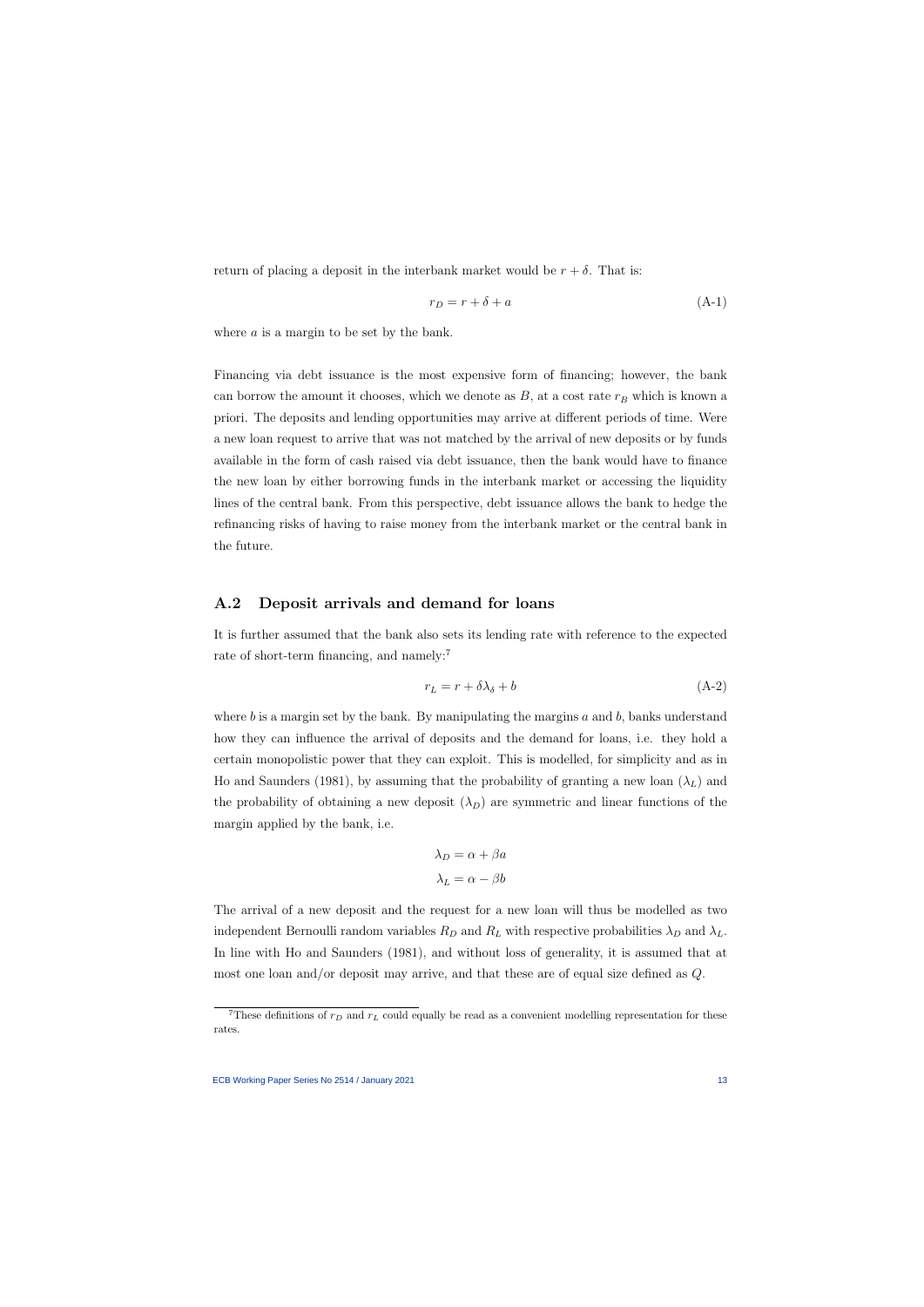return of placing a deposit in the interbank market would be $r + \delta$. That is:

$$r_D = r + \delta + a \tag{A-1}$$

where $a$ is a margin to be set by the bank.

Financing via debt issuance is the most expensive form of financing; however, the bank can borrow the amount it chooses, which we denote as $B$, at a cost rate $r_B$ which is known a priori. The deposits and lending opportunities may arrive at different periods of time. Were a new loan request to arrive that was not matched by the arrival of new deposits or by funds available in the form of cash raised via debt issuance, then the bank would have to finance the new loan by either borrowing funds in the interbank market or accessing the liquidity lines of the central bank. From this perspective, debt issuance allows the bank to hedge the refinancing risks of having to raise money from the interbank market or the central bank in the future.

## A.2 Deposit arrivals and demand for loans

It is further assumed that the bank also sets its lending rate with reference to the expected rate of short-term financing, and namely:[7]

$$r_L = r + \delta\lambda_\delta + b \tag{A-2}$$

where $b$ is a margin set by the bank. By manipulating the margins $a$ and $b$, banks understand how they can influence the arrival of deposits and the demand for loans, i.e. they hold a certain monopolistic power that they can exploit. This is modelled, for simplicity and as in Ho and Saunders (1981), by assuming that the probability of granting a new loan ($\lambda_L$) and the probability of obtaining a new deposit ($\lambda_D$) are symmetric and linear functions of the margin applied by the bank, i.e.

$$\lambda_D = \alpha + \beta a$$
$$\lambda_L = \alpha - \beta b$$

The arrival of a new deposit and the request for a new loan will thus be modelled as two independent Bernoulli random variables $R_D$ and $R_L$ with respective probabilities $\lambda_D$ and $\lambda_L$. In line with Ho and Saunders (1981), and without loss of generality, it is assumed that at most one loan and/or deposit may arrive, and that these are of equal size defined as $Q$.

[7] These definitions of $r_D$ and $r_L$ could equally be read as a convenient modelling representation for these rates.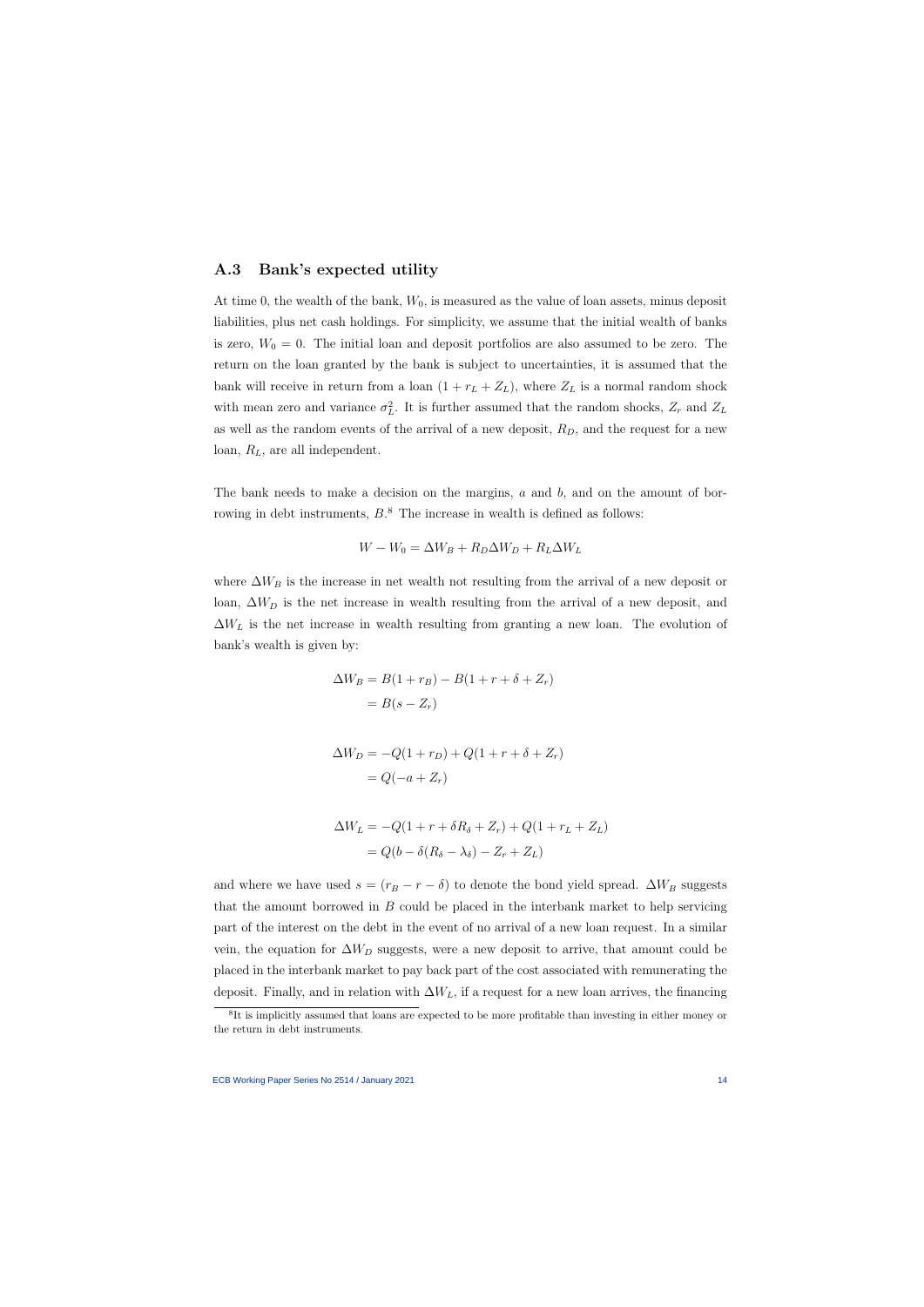## A.3 Bank's expected utility

At time 0, the wealth of the bank, $W_0$, is measured as the value of loan assets, minus deposit liabilities, plus net cash holdings. For simplicity, we assume that the initial wealth of banks is zero, $W_0 = 0$. The initial loan and deposit portfolios are also assumed to be zero. The return on the loan granted by the bank is subject to uncertainties, it is assumed that the bank will receive in return from a loan $(1 + r_L + Z_L)$, where $Z_L$ is a normal random shock with mean zero and variance $\sigma_L^2$. It is further assumed that the random shocks, $Z_r$ and $Z_L$ as well as the random events of the arrival of a new deposit, $R_D$, and the request for a new loan, $R_L$, are all independent.

The bank needs to make a decision on the margins, $a$ and $b$, and on the amount of borrowing in debt instruments, $B$.[8] The increase in wealth is defined as follows:

$$W - W_0 = \Delta W_B + R_D \Delta W_D + R_L \Delta W_L$$

where $\Delta W_B$ is the increase in net wealth not resulting from the arrival of a new deposit or loan, $\Delta W_D$ is the net increase in wealth resulting from the arrival of a new deposit, and $\Delta W_L$ is the net increase in wealth resulting from granting a new loan. The evolution of bank's wealth is given by:

$$\begin{aligned}
\Delta W_B &= B(1 + r_B) - B(1 + r + \delta + Z_r) \\
&= B(s - Z_r)
\end{aligned}$$

$$\begin{aligned}
\Delta W_D &= -Q(1 + r_D) + Q(1 + r + \delta + Z_r) \\
&= Q(-a + Z_r)
\end{aligned}$$

$$\begin{aligned}
\Delta W_L &= -Q(1 + r + \delta R_\delta + Z_r) + Q(1 + r_L + Z_L) \\
&= Q(b - \delta(R_\delta - \lambda_\delta) - Z_r + Z_L)
\end{aligned}$$

and where we have used $s = (r_B - r - \delta)$ to denote the bond yield spread. $\Delta W_B$ suggests that the amount borrowed in $B$ could be placed in the interbank market to help servicing part of the interest on the debt in the event of no arrival of a new loan request. In a similar vein, the equation for $\Delta W_D$ suggests, were a new deposit to arrive, that amount could be placed in the interbank market to pay back part of the cost associated with remunerating the deposit. Finally, and in relation with $\Delta W_L$, if a request for a new loan arrives, the financing

[8] It is implicitly assumed that loans are expected to be more profitable than investing in either money or the return in debt instruments.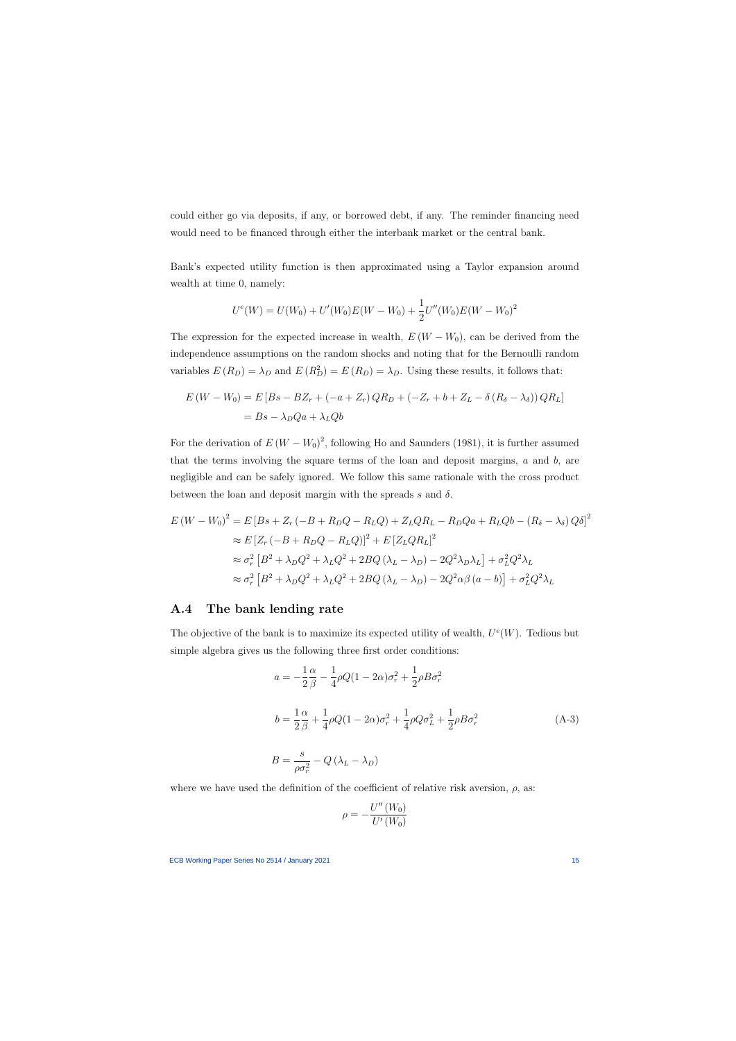could either go via deposits, if any, or borrowed debt, if any. The reminder financing need would need to be financed through either the interbank market or the central bank.

Bank's expected utility function is then approximated using a Taylor expansion around wealth at time 0, namely:

$$U^e(W) = U(W_0) + U'(W_0)E(W - W_0) + \frac{1}{2}U''(W_0)E(W - W_0)^2$$

The expression for the expected increase in wealth, $E(W - W_0)$, can be derived from the independence assumptions on the random shocks and noting that for the Bernoulli random variables $E(R_D) = \lambda_D$ and $E(R_D^2) = E(R_D) = \lambda_D$. Using these results, it follows that:

$$\begin{aligned} E(W - W_0) &= E\left[Bs - BZ_r + (-a + Z_r) QR_D + (-Z_r + b + Z_L - \delta(R_\delta - \lambda_\delta)) QR_L\right] \\ &= Bs - \lambda_D Qa + \lambda_L Qb \end{aligned}$$

For the derivation of $E(W - W_0)^2$, following Ho and Saunders (1981), it is further assumed that the terms involving the square terms of the loan and deposit margins, $a$ and $b$, are negligible and can be safely ignored. We follow this same rationale with the cross product between the loan and deposit margin with the spreads $s$ and $\delta$.

$$\begin{aligned} E(W - W_0)^2 &= E\left[Bs + Z_r(-B + R_D Q - R_L Q) + Z_L QR_L - R_D Qa + R_L Qb - (R_\delta - \lambda_\delta) Q\delta\right]^2 \\ &\approx E\left[Z_r(-B + R_D Q - R_L Q)\right]^2 + E\left[Z_L QR_L\right]^2 \\ &\approx \sigma_r^2\left[B^2 + \lambda_D Q^2 + \lambda_L Q^2 + 2BQ(\lambda_L - \lambda_D) - 2Q^2\lambda_D\lambda_L\right] + \sigma_L^2 Q^2 \lambda_L \\ &\approx \sigma_r^2\left[B^2 + \lambda_D Q^2 + \lambda_L Q^2 + 2BQ(\lambda_L - \lambda_D) - 2Q^2\alpha\beta(a - b)\right] + \sigma_L^2 Q^2 \lambda_L \end{aligned}$$

## A.4 The bank lending rate

The objective of the bank is to maximize its expected utility of wealth, $U^e(W)$. Tedious but simple algebra gives us the following three first order conditions:

$$\begin{aligned} a &= -\frac{1}{2}\frac{\alpha}{\beta} - \frac{1}{4}\rho Q(1 - 2\alpha)\sigma_r^2 + \frac{1}{2}\rho B\sigma_r^2 \\ b &= \frac{1}{2}\frac{\alpha}{\beta} + \frac{1}{4}\rho Q(1 - 2\alpha)\sigma_r^2 + \frac{1}{4}\rho Q\sigma_L^2 + \frac{1}{2}\rho B\sigma_r^2 \\ B &= \frac{s}{\rho\sigma_r^2} - Q(\lambda_L - \lambda_D) \end{aligned} \tag{A-3}$$

where we have used the definition of the coefficient of relative risk aversion, $\rho$, as:

$$\rho = -\frac{U''(W_0)}{U'(W_0)}$$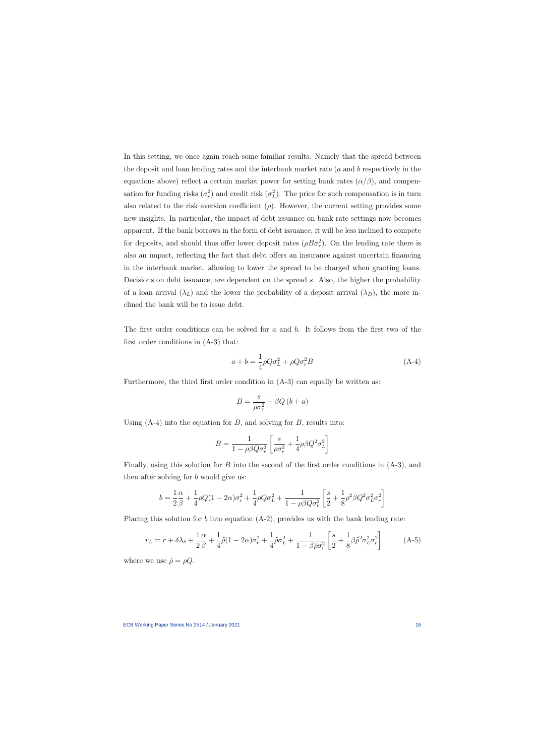In this setting, we once again reach some familiar results. Namely that the spread between the deposit and loan lending rates and the interbank market rate ($a$ and $b$ respectively in the equations above) reflect a certain market power for setting bank rates ($\alpha/\beta$), and compensation for funding risks ($\sigma_r^2$) and credit risk ($\sigma_L^2$). The price for such compensation is in turn also related to the risk aversion coefficient ($\rho$). However, the current setting provides some new insights. In particular, the impact of debt issuance on bank rate settings now becomes apparent. If the bank borrows in the form of debt issuance, it will be less inclined to compete for deposits, and should thus offer lower deposit rates ($\rho B \sigma_r^2$). On the lending rate there is also an impact, reflecting the fact that debt offers an insurance against uncertain financing in the interbank market, allowing to lower the spread to be charged when granting loans. Decisions on debt issuance, are dependent on the spread $s$. Also, the higher the probability of a loan arrival ($\lambda_L$) and the lower the probability of a deposit arrival ($\lambda_D$), the more inclined the bank will be to issue debt.

The first order conditions can be solved for $a$ and $b$. It follows from the first two of the first order conditions in (A-3) that:

$$a + b = \frac{1}{4}\rho Q \sigma_L^2 + \rho Q \sigma_r^2 B \tag{A-4}$$

Furthermore, the third first order condition in (A-3) can equally be written as:

$$B = \frac{s}{\rho \sigma_r^2} + \beta Q \left(b + a\right)$$

Using (A-4) into the equation for $B$, and solving for $B$, results into:

$$B = \frac{1}{1 - \rho \beta Q \sigma_r^2} \left[ \frac{s}{\rho \sigma_r^2} + \frac{1}{4}\rho \beta Q^2 \sigma_L^2 \right]$$

Finally, using this solution for $B$ into the second of the first order conditions in (A-3), and then after solving for $b$ would give us:

$$b = \frac{1}{2}\frac{\alpha}{\beta} + \frac{1}{4}\rho Q (1 - 2\alpha)\sigma_r^2 + \frac{1}{4}\rho Q \sigma_L^2 + \frac{1}{1 - \rho \beta Q \sigma_r^2} \left[ \frac{s}{2} + \frac{1}{8}\rho^2 \beta Q^2 \sigma_L^2 \sigma_r^2 \right]$$

Placing this solution for $b$ into equation (A-2), provides us with the bank lending rate:

$$r_L = r + \delta\lambda_\delta + \frac{1}{2}\frac{\alpha}{\beta} + \frac{1}{4}\tilde{\rho}(1 - 2\alpha)\sigma_r^2 + \frac{1}{4}\tilde{\rho}\sigma_L^2 + \frac{1}{1 - \beta\tilde{\rho}\sigma_r^2} \left[ \frac{s}{2} + \frac{1}{8}\beta\tilde{\rho}^2 \sigma_L^2 \sigma_r^2 \right] \tag{A-5}$$

where we use $\tilde{\rho} = \rho Q$.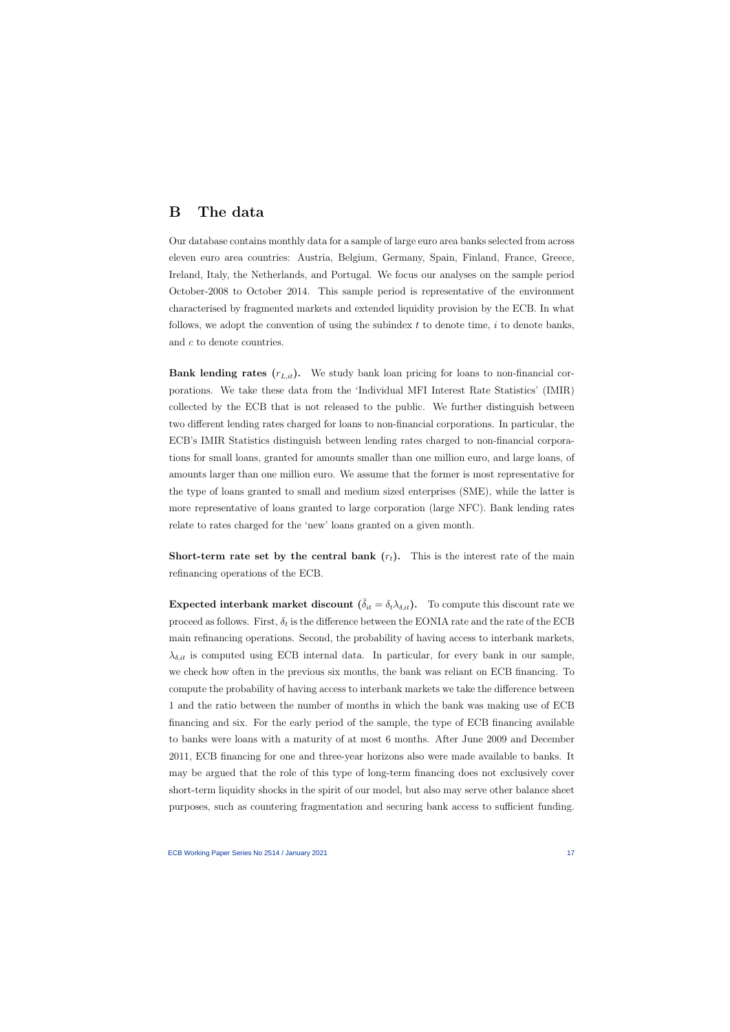# B The data

Our database contains monthly data for a sample of large euro area banks selected from across eleven euro area countries: Austria, Belgium, Germany, Spain, Finland, France, Greece, Ireland, Italy, the Netherlands, and Portugal. We focus our analyses on the sample period October-2008 to October 2014. This sample period is representative of the environment characterised by fragmented markets and extended liquidity provision by the ECB. In what follows, we adopt the convention of using the subindex $t$ to denote time, $i$ to denote banks, and $c$ to denote countries.

**Bank lending rates ($r_{L,it}$).** We study bank loan pricing for loans to non-financial corporations. We take these data from the 'Individual MFI Interest Rate Statistics' (IMIR) collected by the ECB that is not released to the public. We further distinguish between two different lending rates charged for loans to non-financial corporations. In particular, the ECB's IMIR Statistics distinguish between lending rates charged to non-financial corporations for small loans, granted for amounts smaller than one million euro, and large loans, of amounts larger than one million euro. We assume that the former is most representative for the type of loans granted to small and medium sized enterprises (SME), while the latter is more representative of loans granted to large corporation (large NFC). Bank lending rates relate to rates charged for the 'new' loans granted on a given month.

**Short-term rate set by the central bank ($r_t$).** This is the interest rate of the main refinancing operations of the ECB.

**Expected interbank market discount ($\bar{\delta}_{it} = \delta_t \lambda_{\delta,it}$).** To compute this discount rate we proceed as follows. First, $\delta_t$ is the difference between the EONIA rate and the rate of the ECB main refinancing operations. Second, the probability of having access to interbank markets, $\lambda_{\delta,it}$ is computed using ECB internal data. In particular, for every bank in our sample, we check how often in the previous six months, the bank was reliant on ECB financing. To compute the probability of having access to interbank markets we take the difference between 1 and the ratio between the number of months in which the bank was making use of ECB financing and six. For the early period of the sample, the type of ECB financing available to banks were loans with a maturity of at most 6 months. After June 2009 and December 2011, ECB financing for one and three-year horizons also were made available to banks. It may be argued that the role of this type of long-term financing does not exclusively cover short-term liquidity shocks in the spirit of our model, but also may serve other balance sheet purposes, such as countering fragmentation and securing bank access to sufficient funding.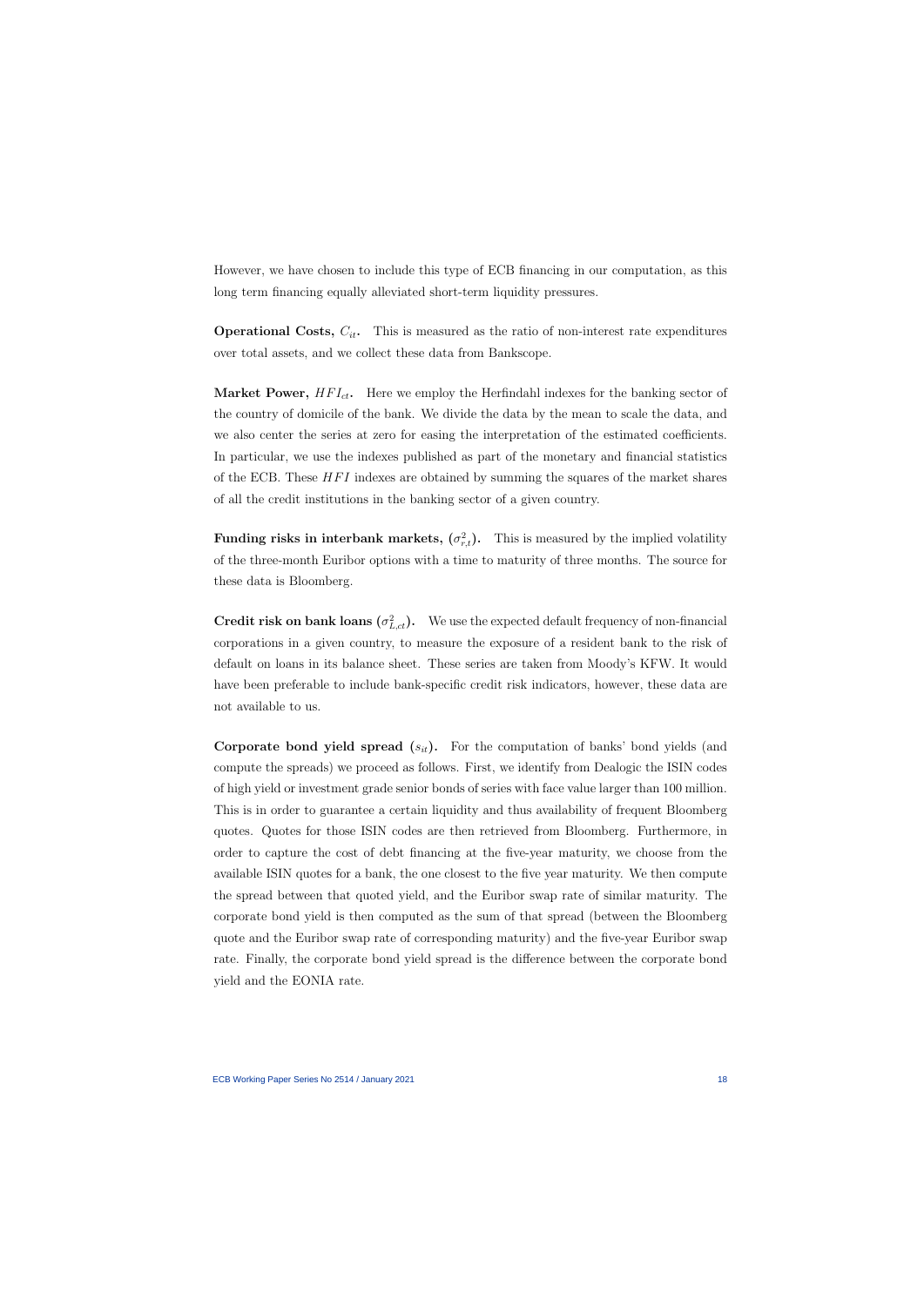However, we have chosen to include this type of ECB financing in our computation, as this long term financing equally alleviated short-term liquidity pressures.

**Operational Costs, $C_{it}$.** This is measured as the ratio of non-interest rate expenditures over total assets, and we collect these data from Bankscope.

**Market Power, $HFI_{ct}$.** Here we employ the Herfindahl indexes for the banking sector of the country of domicile of the bank. We divide the data by the mean to scale the data, and we also center the series at zero for easing the interpretation of the estimated coefficients. In particular, we use the indexes published as part of the monetary and financial statistics of the ECB. These $HFI$ indexes are obtained by summing the squares of the market shares of all the credit institutions in the banking sector of a given country.

**Funding risks in interbank markets, ($\sigma^2_{r,t}$).** This is measured by the implied volatility of the three-month Euribor options with a time to maturity of three months. The source for these data is Bloomberg.

**Credit risk on bank loans ($\sigma^2_{L,ct}$).** We use the expected default frequency of non-financial corporations in a given country, to measure the exposure of a resident bank to the risk of default on loans in its balance sheet. These series are taken from Moody's KFW. It would have been preferable to include bank-specific credit risk indicators, however, these data are not available to us.

**Corporate bond yield spread ($s_{it}$).** For the computation of banks' bond yields (and compute the spreads) we proceed as follows. First, we identify from Dealogic the ISIN codes of high yield or investment grade senior bonds of series with face value larger than 100 million. This is in order to guarantee a certain liquidity and thus availability of frequent Bloomberg quotes. Quotes for those ISIN codes are then retrieved from Bloomberg. Furthermore, in order to capture the cost of debt financing at the five-year maturity, we choose from the available ISIN quotes for a bank, the one closest to the five year maturity. We then compute the spread between that quoted yield, and the Euribor swap rate of similar maturity. The corporate bond yield is then computed as the sum of that spread (between the Bloomberg quote and the Euribor swap rate of corresponding maturity) and the five-year Euribor swap rate. Finally, the corporate bond yield spread is the difference between the corporate bond yield and the EONIA rate.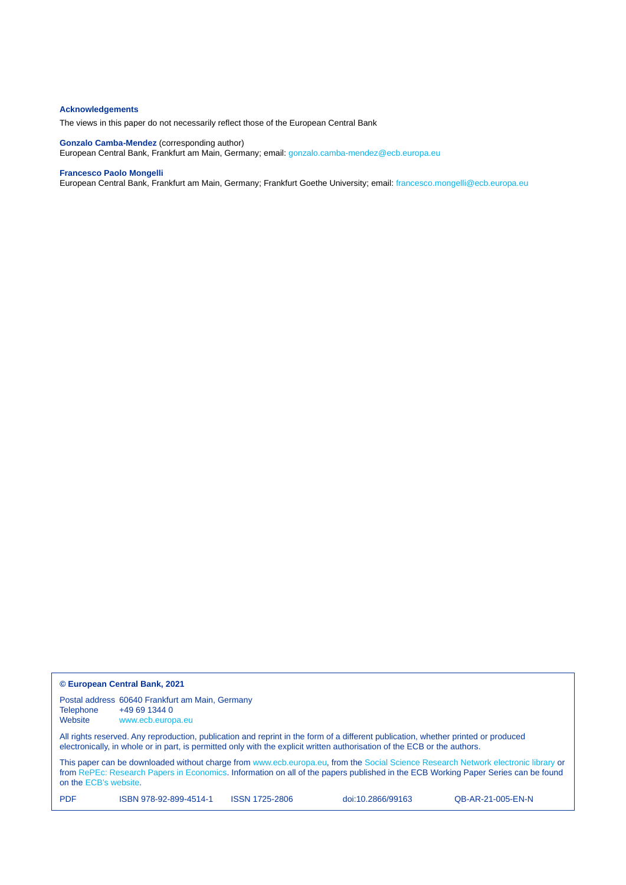**Acknowledgements**

The views in this paper do not necessarily reflect those of the European Central Bank

**Gonzalo Camba-Mendez** (corresponding author)
European Central Bank, Frankfurt am Main, Germany; email: gonzalo.camba-mendez@ecb.europa.eu

**Francesco Paolo Mongelli**
European Central Bank, Frankfurt am Main, Germany; Frankfurt Goethe University; email: francesco.mongelli@ecb.europa.eu

**© European Central Bank, 2021**

Postal address 60640 Frankfurt am Main, Germany
Telephone +49 69 1344 0
Website www.ecb.europa.eu

All rights reserved. Any reproduction, publication and reprint in the form of a different publication, whether printed or produced electronically, in whole or in part, is permitted only with the explicit written authorisation of the ECB or the authors.

This paper can be downloaded without charge from www.ecb.europa.eu, from the Social Science Research Network electronic library or from RePEc: Research Papers in Economics. Information on all of the papers published in the ECB Working Paper Series can be found on the ECB's website.

PDF ISBN 978-92-899-4514-1 ISSN 1725-2806 doi:10.2866/99163 QB-AR-21-005-EN-N